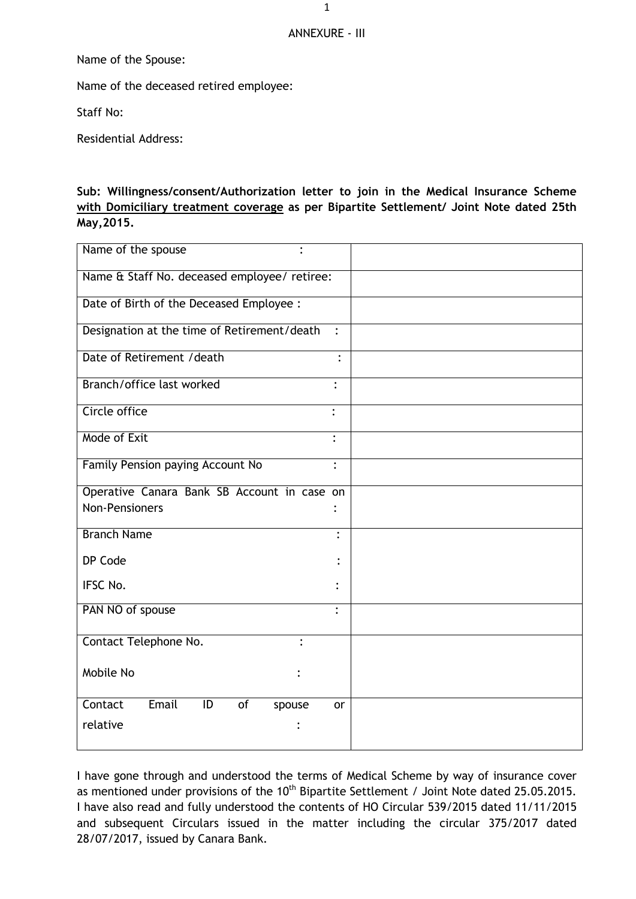ANNEXURE - III

Name of the Spouse:

Name of the deceased retired employee:

Staff No:

Residential Address:

**Sub: Willingness/consent/Authorization letter to join in the Medical Insurance Scheme <u>with Domiciliary treatment coverage</u> as per Bipartite Settlement/ Joint Note dated 25th May,2015.**

| | |
|---|---|
| Name of the spouse : | |
| Name & Staff No. deceased employee/ retiree: | |
| Date of Birth of the Deceased Employee : | |
| Designation at the time of Retirement/death : | |
| Date of Retirement /death : | |
| Branch/office last worked : | |
| Circle office : | |
| Mode of Exit : | |
| Family Pension paying Account No : | |
| Operative Canara Bank SB Account in case on Non-Pensioners : | |
| Branch Name :<br>DP Code :<br>IFSC No. : | |
| PAN NO of spouse : | |
| Contact Telephone No. :<br>Mobile No : | |
| Contact Email ID of spouse or relative : | |

I have gone through and understood the terms of Medical Scheme by way of insurance cover as mentioned under provisions of the 10th Bipartite Settlement / Joint Note dated 25.05.2015. I have also read and fully understood the contents of HO Circular 539/2015 dated 11/11/2015 and subsequent Circulars issued in the matter including the circular 375/2017 dated 28/07/2017, issued by Canara Bank.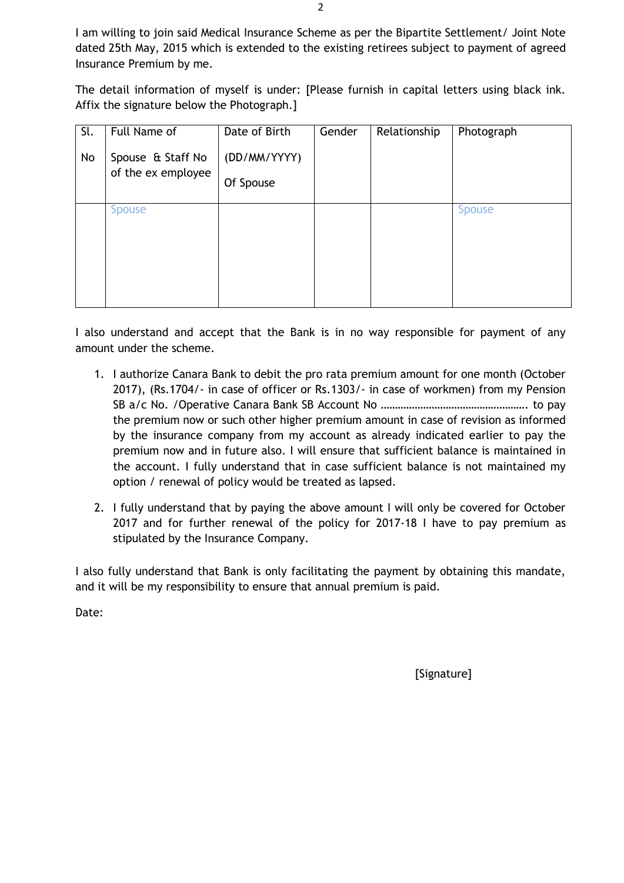I am willing to join said Medical Insurance Scheme as per the Bipartite Settlement/ Joint Note dated 25th May, 2015 which is extended to the existing retirees subject to payment of agreed Insurance Premium by me.

The detail information of myself is under: [Please furnish in capital letters using black ink. Affix the signature below the Photograph.]

| Sl. No | Full Name of Spouse & Staff No of the ex employee | Date of Birth (DD/MM/YYYY) Of Spouse | Gender | Relationship | Photograph |
|---|---|---|---|---|---|
| | Spouse | | | | Spouse |

I also understand and accept that the Bank is in no way responsible for payment of any amount under the scheme.

1. I authorize Canara Bank to debit the pro rata premium amount for one month (October 2017), (Rs.1704/- in case of officer or Rs.1303/- in case of workmen) from my Pension SB a/c No. /Operative Canara Bank SB Account No ……………………………………………. to pay the premium now or such other higher premium amount in case of revision as informed by the insurance company from my account as already indicated earlier to pay the premium now and in future also. I will ensure that sufficient balance is maintained in the account. I fully understand that in case sufficient balance is not maintained my option / renewal of policy would be treated as lapsed.
2. I fully understand that by paying the above amount I will only be covered for October 2017 and for further renewal of the policy for 2017-18 I have to pay premium as stipulated by the Insurance Company.

I also fully understand that Bank is only facilitating the payment by obtaining this mandate, and it will be my responsibility to ensure that annual premium is paid.

Date:

[Signature]